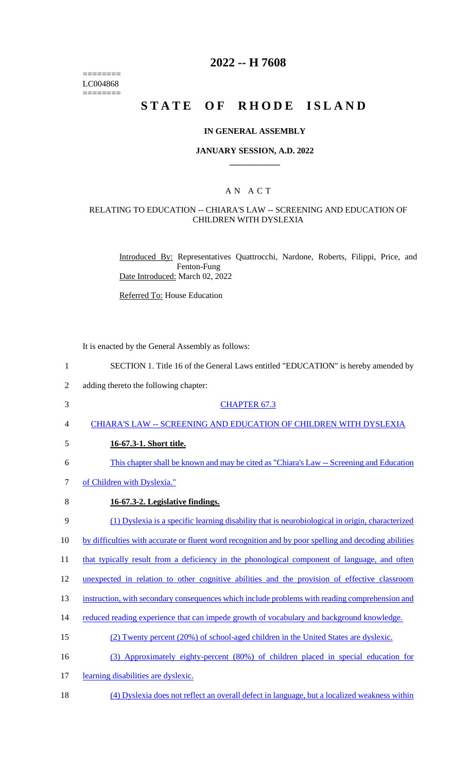========
LC004868
========

# 2022 -- H 7608

# STATE OF RHODE ISLAND

## IN GENERAL ASSEMBLY

### JANUARY SESSION, A.D. 2022

### A N A C T

### RELATING TO EDUCATION -- CHIARA'S LAW -- SCREENING AND EDUCATION OF CHILDREN WITH DYSLEXIA

Introduced By: Representatives Quattrocchi, Nardone, Roberts, Filippi, Price, and Fenton-Fung

Date Introduced: March 02, 2022

Referred To: House Education

It is enacted by the General Assembly as follows:

1 SECTION 1. Title 16 of the General Laws entitled "EDUCATION" is hereby amended by
2 adding thereto the following chapter:

3 CHAPTER 67.3

4 CHIARA'S LAW -- SCREENING AND EDUCATION OF CHILDREN WITH DYSLEXIA

5 **16-67.3-1. Short title.**

6 This chapter shall be known and may be cited as "Chiara's Law -- Screening and Education
7 of Children with Dyslexia."

8 **16-67.3-2. Legislative findings.**

9 (1) Dyslexia is a specific learning disability that is neurobiological in origin, characterized
10 by difficulties with accurate or fluent word recognition and by poor spelling and decoding abilities
11 that typically result from a deficiency in the phonological component of language, and often
12 unexpected in relation to other cognitive abilities and the provision of effective classroom
13 instruction, with secondary consequences which include problems with reading comprehension and
14 reduced reading experience that can impede growth of vocabulary and background knowledge.

15 (2) Twenty percent (20%) of school-aged children in the United States are dyslexic.

16 (3) Approximately eighty-percent (80%) of children placed in special education for
17 learning disabilities are dyslexic.

18 (4) Dyslexia does not reflect an overall defect in language, but a localized weakness within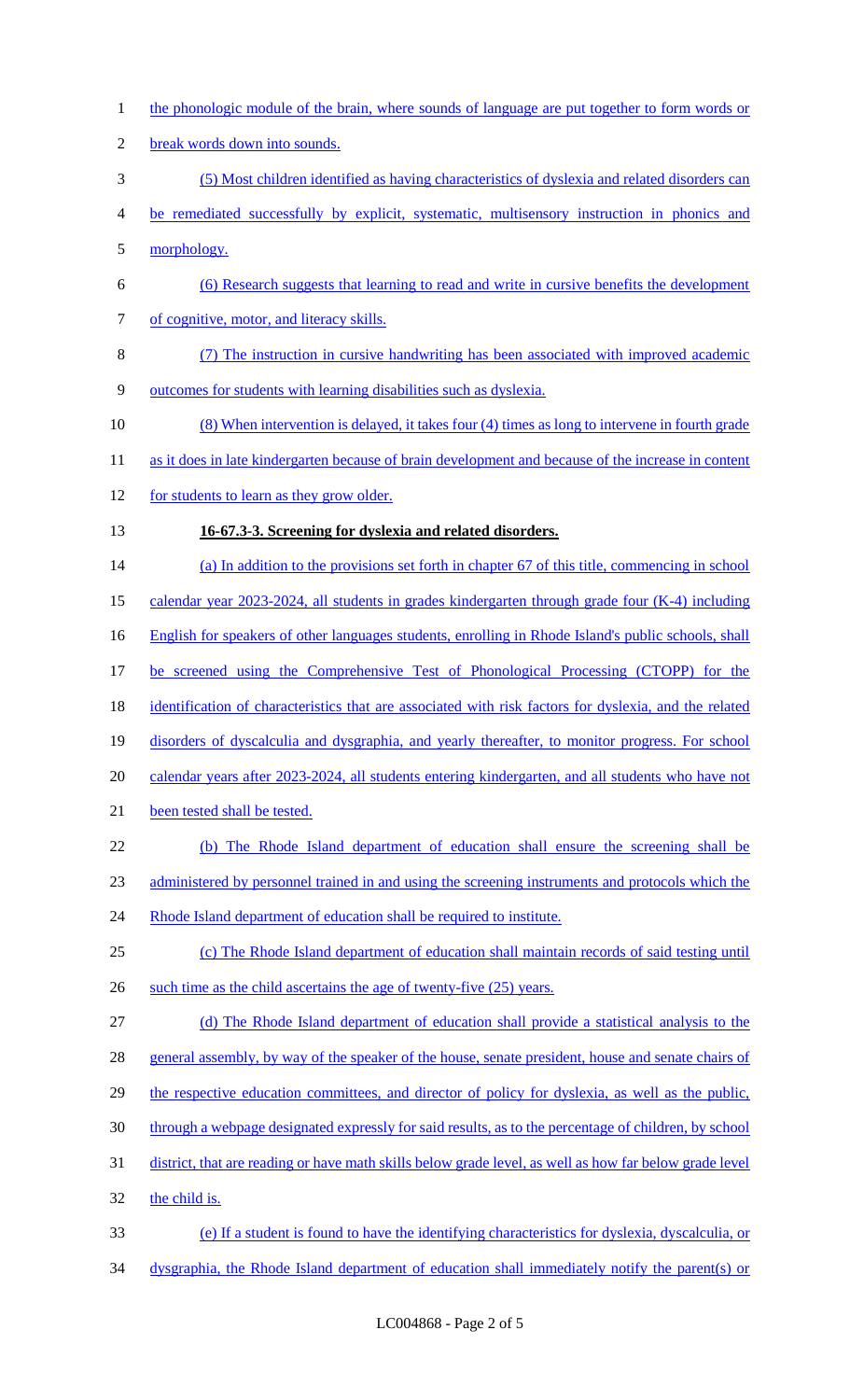the phonologic module of the brain, where sounds of language are put together to form words or break words down into sounds.

(5) Most children identified as having characteristics of dyslexia and related disorders can be remediated successfully by explicit, systematic, multisensory instruction in phonics and morphology.

(6) Research suggests that learning to read and write in cursive benefits the development of cognitive, motor, and literacy skills.

(7) The instruction in cursive handwriting has been associated with improved academic outcomes for students with learning disabilities such as dyslexia.

(8) When intervention is delayed, it takes four (4) times as long to intervene in fourth grade as it does in late kindergarten because of brain development and because of the increase in content for students to learn as they grow older.

**16-67.3-3. Screening for dyslexia and related disorders.**

(a) In addition to the provisions set forth in chapter 67 of this title, commencing in school calendar year 2023-2024, all students in grades kindergarten through grade four (K-4) including English for speakers of other languages students, enrolling in Rhode Island's public schools, shall be screened using the Comprehensive Test of Phonological Processing (CTOPP) for the identification of characteristics that are associated with risk factors for dyslexia, and the related disorders of dyscalculia and dysgraphia, and yearly thereafter, to monitor progress. For school calendar years after 2023-2024, all students entering kindergarten, and all students who have not been tested shall be tested.

(b) The Rhode Island department of education shall ensure the screening shall be administered by personnel trained in and using the screening instruments and protocols which the Rhode Island department of education shall be required to institute.

(c) The Rhode Island department of education shall maintain records of said testing until such time as the child ascertains the age of twenty-five (25) years.

(d) The Rhode Island department of education shall provide a statistical analysis to the general assembly, by way of the speaker of the house, senate president, house and senate chairs of the respective education committees, and director of policy for dyslexia, as well as the public, through a webpage designated expressly for said results, as to the percentage of children, by school district, that are reading or have math skills below grade level, as well as how far below grade level the child is.

(e) If a student is found to have the identifying characteristics for dyslexia, dyscalculia, or dysgraphia, the Rhode Island department of education shall immediately notify the parent(s) or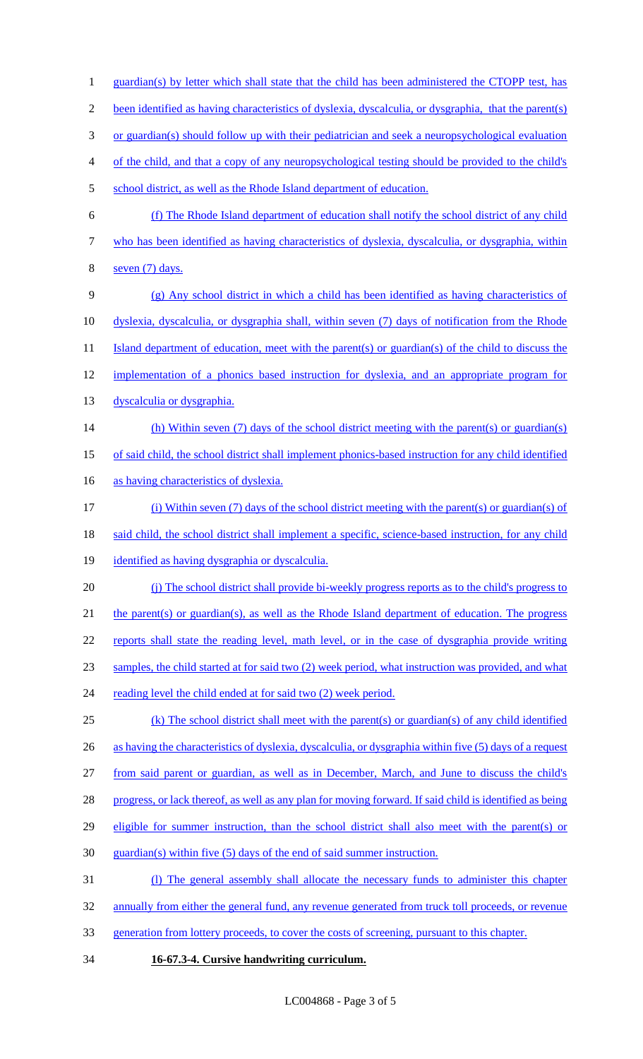guardian(s) by letter which shall state that the child has been administered the CTOPP test, has been identified as having characteristics of dyslexia, dyscalculia, or dysgraphia, that the parent(s) or guardian(s) should follow up with their pediatrician and seek a neuropsychological evaluation of the child, and that a copy of any neuropsychological testing should be provided to the child's school district, as well as the Rhode Island department of education.

(f) The Rhode Island department of education shall notify the school district of any child who has been identified as having characteristics of dyslexia, dyscalculia, or dysgraphia, within seven (7) days.

(g) Any school district in which a child has been identified as having characteristics of dyslexia, dyscalculia, or dysgraphia shall, within seven (7) days of notification from the Rhode Island department of education, meet with the parent(s) or guardian(s) of the child to discuss the implementation of a phonics based instruction for dyslexia, and an appropriate program for dyscalculia or dysgraphia.

(h) Within seven (7) days of the school district meeting with the parent(s) or guardian(s) of said child, the school district shall implement phonics-based instruction for any child identified as having characteristics of dyslexia.

(i) Within seven (7) days of the school district meeting with the parent(s) or guardian(s) of said child, the school district shall implement a specific, science-based instruction, for any child identified as having dysgraphia or dyscalculia.

(j) The school district shall provide bi-weekly progress reports as to the child's progress to the parent(s) or guardian(s), as well as the Rhode Island department of education. The progress reports shall state the reading level, math level, or in the case of dysgraphia provide writing samples, the child started at for said two (2) week period, what instruction was provided, and what reading level the child ended at for said two (2) week period.

(k) The school district shall meet with the parent(s) or guardian(s) of any child identified as having the characteristics of dyslexia, dyscalculia, or dysgraphia within five (5) days of a request from said parent or guardian, as well as in December, March, and June to discuss the child's progress, or lack thereof, as well as any plan for moving forward. If said child is identified as being eligible for summer instruction, than the school district shall also meet with the parent(s) or guardian(s) within five (5) days of the end of said summer instruction.

(l) The general assembly shall allocate the necessary funds to administer this chapter annually from either the general fund, any revenue generated from truck toll proceeds, or revenue generation from lottery proceeds, to cover the costs of screening, pursuant to this chapter.

**16-67.3-4. Cursive handwriting curriculum.**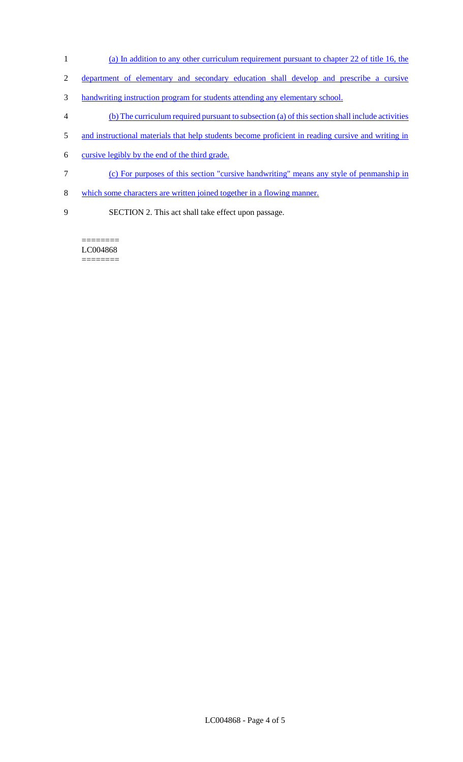(a) In addition to any other curriculum requirement pursuant to chapter 22 of title 16, the department of elementary and secondary education shall develop and prescribe a cursive handwriting instruction program for students attending any elementary school.

(b) The curriculum required pursuant to subsection (a) of this section shall include activities and instructional materials that help students become proficient in reading cursive and writing in cursive legibly by the end of the third grade.

(c) For purposes of this section "cursive handwriting" means any style of penmanship in which some characters are written joined together in a flowing manner.

SECTION 2. This act shall take effect upon passage.

========
LC004868
========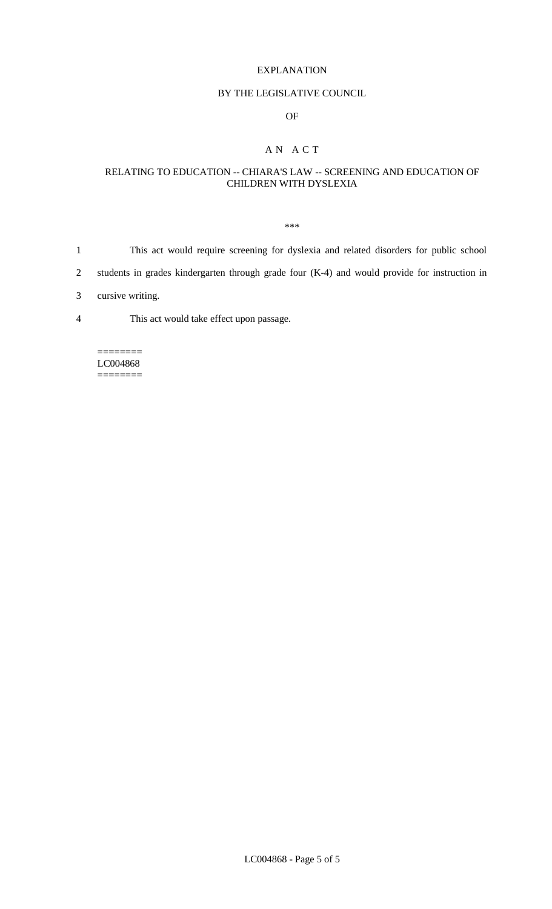EXPLANATION

BY THE LEGISLATIVE COUNCIL

OF

A N A C T

RELATING TO EDUCATION -- CHIARA'S LAW -- SCREENING AND EDUCATION OF CHILDREN WITH DYSLEXIA

\*\*\*

1 This act would require screening for dyslexia and related disorders for public school
2 students in grades kindergarten through grade four (K-4) and would provide for instruction in
3 cursive writing.
4 This act would take effect upon passage.

========
LC004868
========